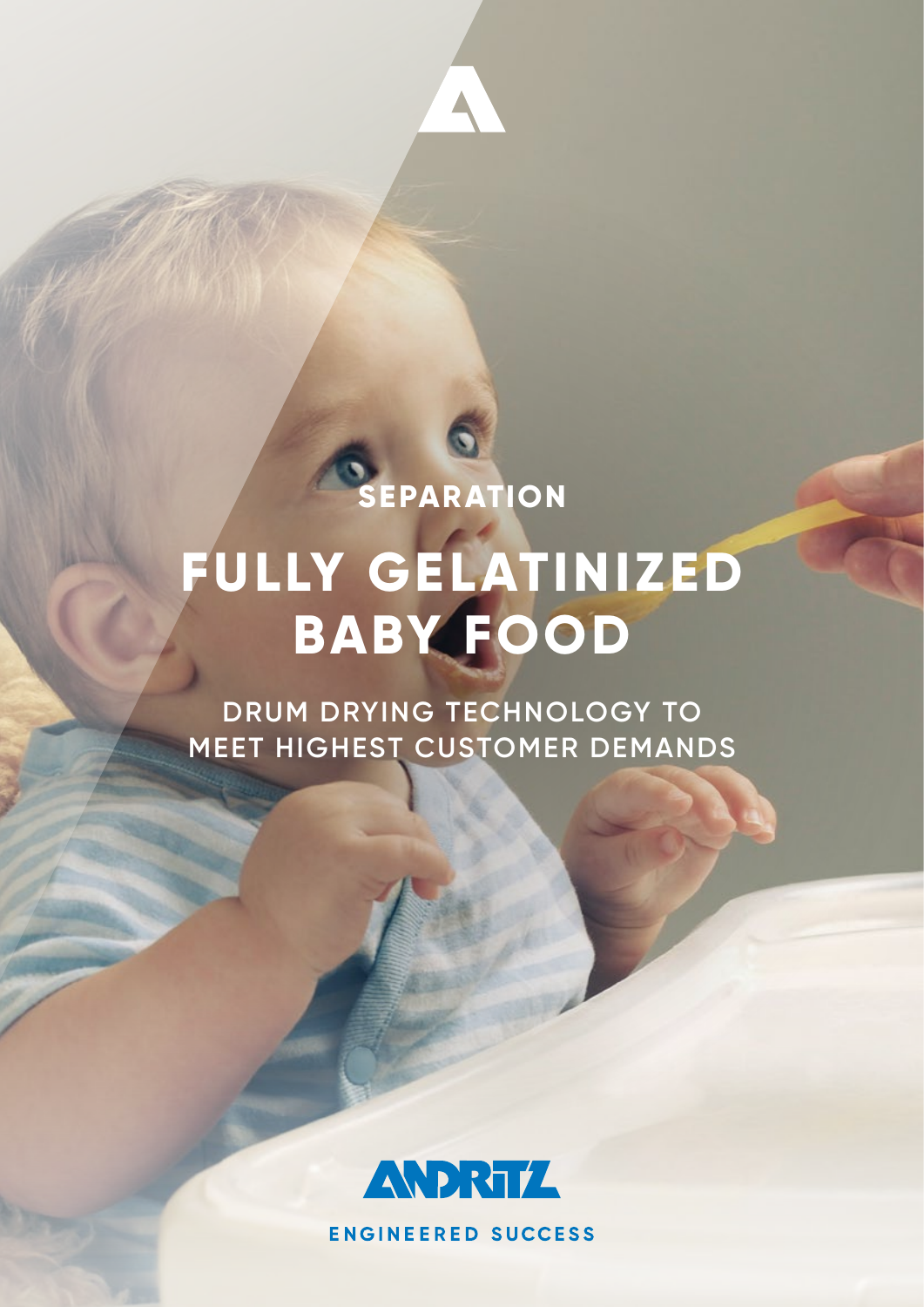SEPARATION

# FULLY GELATINIZED BABY FOOD

DRUM DRYING TECHNOLOGY TO MEET HIGHEST CUSTOMER DEMANDS

ANDRITZ

ENGINEERED SUCCESS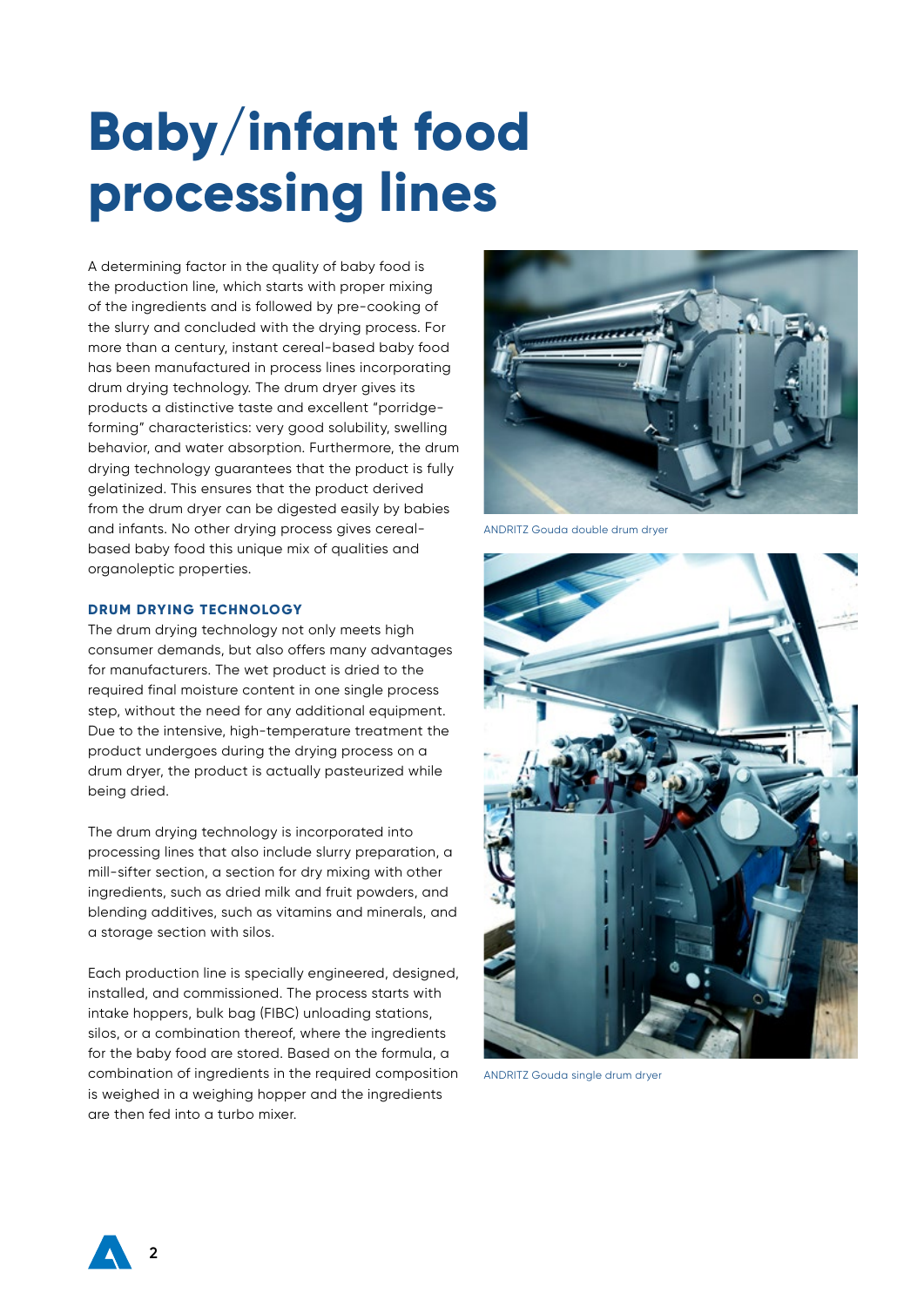# Baby/infant food processing lines

A determining factor in the quality of baby food is the production line, which starts with proper mixing of the ingredients and is followed by pre-cooking of the slurry and concluded with the drying process. For more than a century, instant cereal-based baby food has been manufactured in process lines incorporating drum drying technology. The drum dryer gives its products a distinctive taste and excellent "porridge-forming" characteristics: very good solubility, swelling behavior, and water absorption. Furthermore, the drum drying technology guarantees that the product is fully gelatinized. This ensures that the product derived from the drum dryer can be digested easily by babies and infants. No other drying process gives cereal-based baby food this unique mix of qualities and organoleptic properties.

### DRUM DRYING TECHNOLOGY

The drum drying technology not only meets high consumer demands, but also offers many advantages for manufacturers. The wet product is dried to the required final moisture content in one single process step, without the need for any additional equipment. Due to the intensive, high-temperature treatment the product undergoes during the drying process on a drum dryer, the product is actually pasteurized while being dried.

The drum drying technology is incorporated into processing lines that also include slurry preparation, a mill-sifter section, a section for dry mixing with other ingredients, such as dried milk and fruit powders, and blending additives, such as vitamins and minerals, and a storage section with silos.

Each production line is specially engineered, designed, installed, and commissioned. The process starts with intake hoppers, bulk bag (FIBC) unloading stations, silos, or a combination thereof, where the ingredients for the baby food are stored. Based on the formula, a combination of ingredients in the required composition is weighed in a weighing hopper and the ingredients are then fed into a turbo mixer.

ANDRITZ Gouda double drum dryer

ANDRITZ Gouda single drum dryer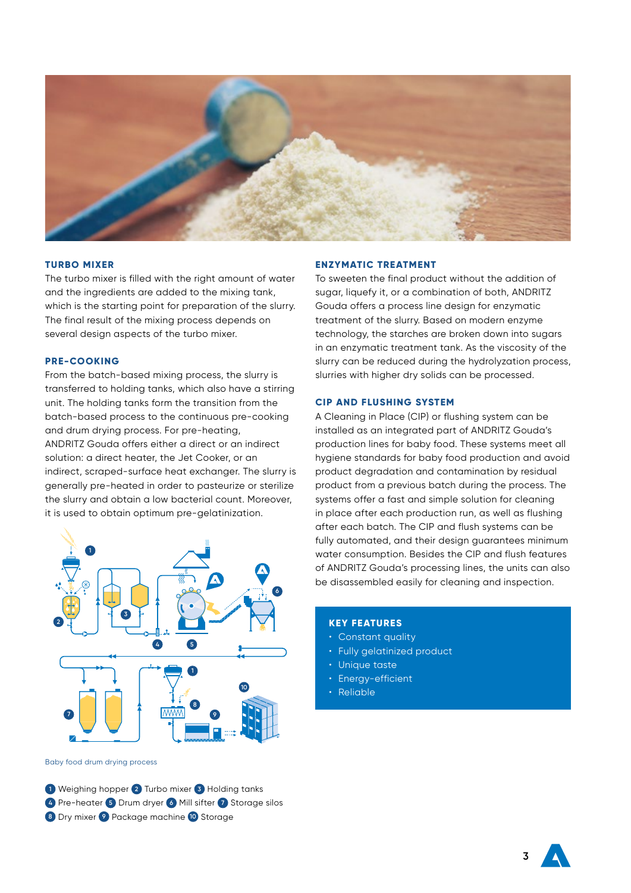### TURBO MIXER

The turbo mixer is filled with the right amount of water and the ingredients are added to the mixing tank, which is the starting point for preparation of the slurry. The final result of the mixing process depends on several design aspects of the turbo mixer.

### PRE-COOKING

From the batch-based mixing process, the slurry is transferred to holding tanks, which also have a stirring unit. The holding tanks form the transition from the batch-based process to the continuous pre-cooking and drum drying process. For pre-heating, ANDRITZ Gouda offers either a direct or an indirect solution: a direct heater, the Jet Cooker, or an indirect, scraped-surface heat exchanger. The slurry is generally pre-heated in order to pasteurize or sterilize the slurry and obtain a low bacterial count. Moreover, it is used to obtain optimum pre-gelatinization.

Baby food drum drying process

1 Weighing hopper 2 Turbo mixer 3 Holding tanks
4 Pre-heater 5 Drum dryer 6 Mill sifter 7 Storage silos
8 Dry mixer 9 Package machine 10 Storage

### ENZYMATIC TREATMENT

To sweeten the final product without the addition of sugar, liquefy it, or a combination of both, ANDRITZ Gouda offers a process line design for enzymatic treatment of the slurry. Based on modern enzyme technology, the starches are broken down into sugars in an enzymatic treatment tank. As the viscosity of the slurry can be reduced during the hydrolyzation process, slurries with higher dry solids can be processed.

### CIP AND FLUSHING SYSTEM

A Cleaning in Place (CIP) or flushing system can be installed as an integrated part of ANDRITZ Gouda's production lines for baby food. These systems meet all hygiene standards for baby food production and avoid product degradation and contamination by residual product from a previous batch during the process. The systems offer a fast and simple solution for cleaning in place after each production run, as well as flushing after each batch. The CIP and flush systems can be fully automated, and their design guarantees minimum water consumption. Besides the CIP and flush features of ANDRITZ Gouda's processing lines, the units can also be disassembled easily for cleaning and inspection.

### KEY FEATURES

- Constant quality
- Fully gelatinized product
- Unique taste
- Energy-efficient
- Reliable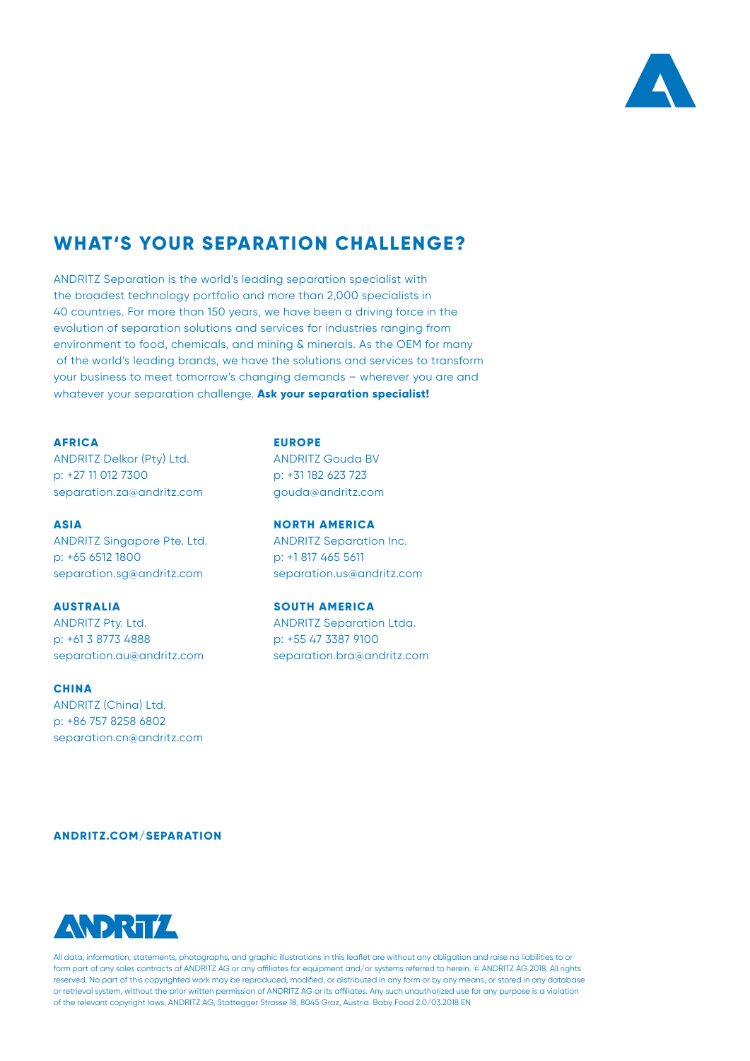## WHAT'S YOUR SEPARATION CHALLENGE?

ANDRITZ Separation is the world's leading separation specialist with the broadest technology portfolio and more than 2,000 specialists in 40 countries. For more than 150 years, we have been a driving force in the evolution of separation solutions and services for industries ranging from environment to food, chemicals, and mining & minerals. As the OEM for many of the world's leading brands, we have the solutions and services to transform your business to meet tomorrow's changing demands – wherever you are and whatever your separation challenge. **Ask your separation specialist!**

**AFRICA**
ANDRITZ Delkor (Pty) Ltd.
p: +27 11 012 7300
separation.za@andritz.com

**ASIA**
ANDRITZ Singapore Pte. Ltd.
p: +65 6512 1800
separation.sg@andritz.com

**AUSTRALIA**
ANDRITZ Pty. Ltd.
p: +61 3 8773 4888
separation.au@andritz.com

**CHINA**
ANDRITZ (China) Ltd.
p: +86 757 8258 6802
separation.cn@andritz.com

**EUROPE**
ANDRITZ Gouda BV
p: +31 182 623 723
gouda@andritz.com

**NORTH AMERICA**
ANDRITZ Separation Inc.
p: +1 817 465 5611
separation.us@andritz.com

**SOUTH AMERICA**
ANDRITZ Separation Ltda.
p: +55 47 3387 9100
separation.bra@andritz.com

**ANDRITZ.COM/SEPARATION**

ANDRITZ

All data, information, statements, photographs, and graphic illustrations in this leaflet are without any obligation and raise no liabilities to or form part of any sales contracts of ANDRITZ AG or any affiliates for equipment and/or systems referred to herein. © ANDRITZ AG 2018. All rights reserved. No part of this copyrighted work may be reproduced, modified, or distributed in any form or by any means, or stored in any database or retrieval system, without the prior written permission of ANDRITZ AG or its affiliates. Any such unauthorized use for any purpose is a violation of the relevant copyright laws. ANDRITZ AG, Stattegger Strasse 18, 8045 Graz, Austria. Baby Food 2.0/03.2018 EN